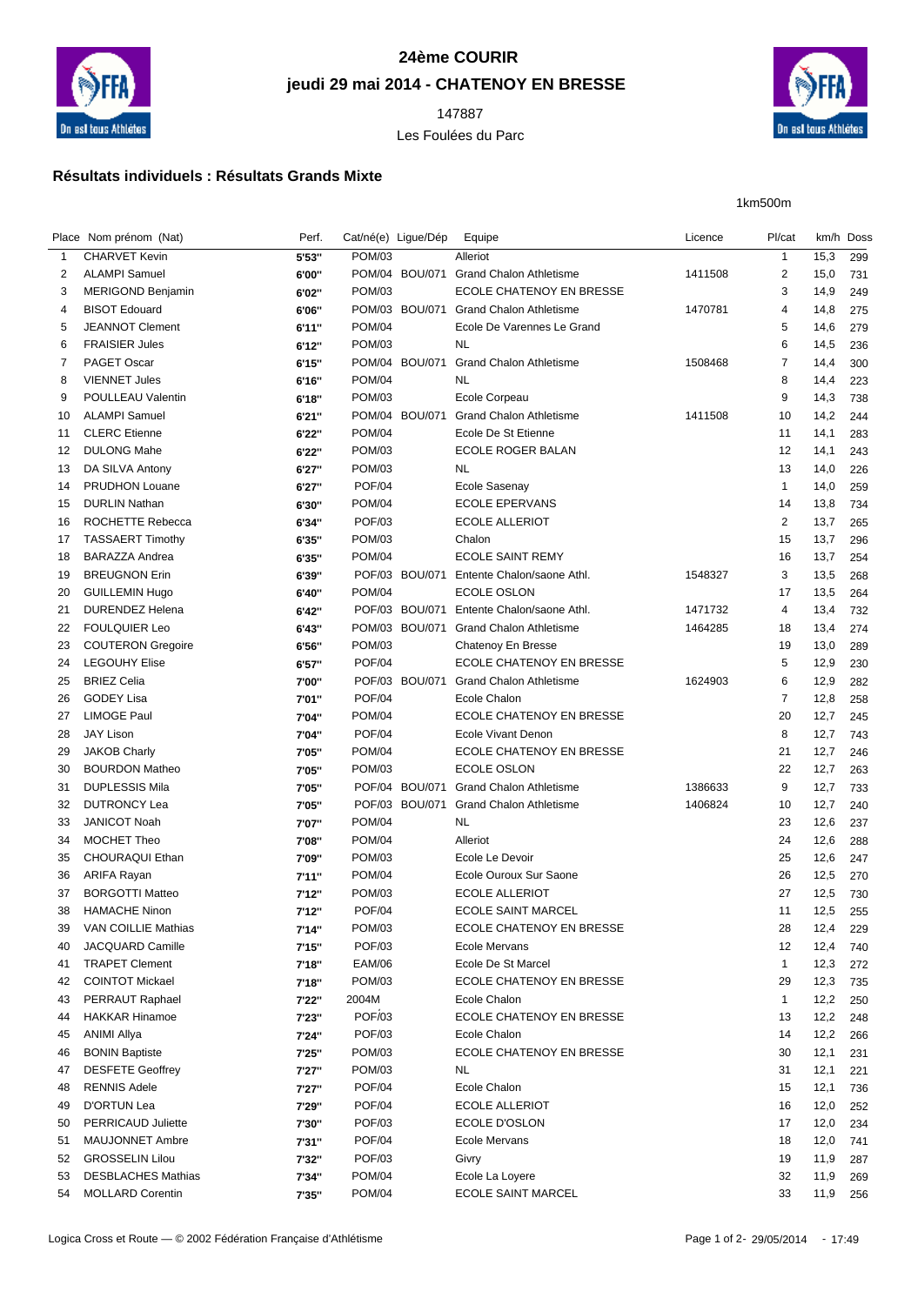# 24ème COURIR

## jeudi 29 mai 2014 - CHATENOY EN BRESSE

147887

Les Foulées du Parc

### Résultats individuels : Résultats Grands Mixte

1km500m

| Place | Nom prénom (Nat) | Perf. | Cat/né(e) | Ligue/Dép | Equipe | Licence | Pl/cat | km/h | Doss |
|---|---|---|---|---|---|---|---|---|---|
| 1 | CHARVET Kevin | 5'53'' | POM/03 | | Alleriot | | 1 | 15,3 | 299 |
| 2 | ALAMPI Samuel | 6'00'' | POM/04 | BOU/071 | Grand Chalon Athletisme | 1411508 | 2 | 15,0 | 731 |
| 3 | MERIGOND Benjamin | 6'02'' | POM/03 | | ECOLE CHATENOY EN BRESSE | | 3 | 14,9 | 249 |
| 4 | BISOT Edouard | 6'06'' | POM/03 | BOU/071 | Grand Chalon Athletisme | 1470781 | 4 | 14,8 | 275 |
| 5 | JEANNOT Clement | 6'11'' | POM/04 | | Ecole De Varennes Le Grand | | 5 | 14,6 | 279 |
| 6 | FRAISIER Jules | 6'12'' | POM/03 | | NL | | 6 | 14,5 | 236 |
| 7 | PAGET Oscar | 6'15'' | POM/04 | BOU/071 | Grand Chalon Athletisme | 1508468 | 7 | 14,4 | 300 |
| 8 | VIENNET Jules | 6'16'' | POM/04 | | NL | | 8 | 14,4 | 223 |
| 9 | POULLEAU Valentin | 6'18'' | POM/03 | | Ecole Corpeau | | 9 | 14,3 | 738 |
| 10 | ALAMPI Samuel | 6'21'' | POM/04 | BOU/071 | Grand Chalon Athletisme | 1411508 | 10 | 14,2 | 244 |
| 11 | CLERC Etienne | 6'22'' | POM/04 | | Ecole De St Etienne | | 11 | 14,1 | 283 |
| 12 | DULONG Mahe | 6'22'' | POM/03 | | ECOLE ROGER BALAN | | 12 | 14,1 | 243 |
| 13 | DA SILVA Antony | 6'27'' | POM/03 | | NL | | 13 | 14,0 | 226 |
| 14 | PRUDHON Louane | 6'27'' | POF/04 | | Ecole Sasenay | | 1 | 14,0 | 259 |
| 15 | DURLIN Nathan | 6'30'' | POM/04 | | ECOLE EPERVANS | | 14 | 13,8 | 734 |
| 16 | ROCHETTE Rebecca | 6'34'' | POF/03 | | ECOLE ALLERIOT | | 2 | 13,7 | 265 |
| 17 | TASSAERT Timothy | 6'35'' | POM/03 | | Chalon | | 15 | 13,7 | 296 |
| 18 | BARAZZA Andrea | 6'35'' | POM/04 | | ECOLE SAINT REMY | | 16 | 13,7 | 254 |
| 19 | BREUGNON Erin | 6'39'' | POF/03 | BOU/071 | Entente Chalon/saone Athl. | 1548327 | 3 | 13,5 | 268 |
| 20 | GUILLEMIN Hugo | 6'40'' | POM/04 | | ECOLE OSLON | | 17 | 13,5 | 264 |
| 21 | DURENDEZ Helena | 6'42'' | POF/03 | BOU/071 | Entente Chalon/saone Athl. | 1471732 | 4 | 13,4 | 732 |
| 22 | FOULQUIER Leo | 6'43'' | POM/03 | BOU/071 | Grand Chalon Athletisme | 1464285 | 18 | 13,4 | 274 |
| 23 | COUTERON Gregoire | 6'56'' | POM/03 | | Chatenoy En Bresse | | 19 | 13,0 | 289 |
| 24 | LEGOUHY Elise | 6'57'' | POF/04 | | ECOLE CHATENOY EN BRESSE | | 5 | 12,9 | 230 |
| 25 | BRIEZ Celia | 7'00'' | POF/03 | BOU/071 | Grand Chalon Athletisme | 1624903 | 6 | 12,9 | 282 |
| 26 | GODEY Lisa | 7'01'' | POF/04 | | Ecole Chalon | | 7 | 12,8 | 258 |
| 27 | LIMOGE Paul | 7'04'' | POM/04 | | ECOLE CHATENOY EN BRESSE | | 20 | 12,7 | 245 |
| 28 | JAY Lison | 7'04'' | POF/04 | | Ecole Vivant Denon | | 8 | 12,7 | 743 |
| 29 | JAKOB Charly | 7'05'' | POM/04 | | ECOLE CHATENOY EN BRESSE | | 21 | 12,7 | 246 |
| 30 | BOURDON Matheo | 7'05'' | POM/03 | | ECOLE OSLON | | 22 | 12,7 | 263 |
| 31 | DUPLESSIS Mila | 7'05'' | POF/04 | BOU/071 | Grand Chalon Athletisme | 1386633 | 9 | 12,7 | 733 |
| 32 | DUTRONCY Lea | 7'05'' | POF/03 | BOU/071 | Grand Chalon Athletisme | 1406824 | 10 | 12,7 | 240 |
| 33 | JANICOT Noah | 7'07'' | POM/04 | | NL | | 23 | 12,6 | 237 |
| 34 | MOCHET Theo | 7'08'' | POM/04 | | Alleriot | | 24 | 12,6 | 288 |
| 35 | CHOURAQUI Ethan | 7'09'' | POM/03 | | Ecole Le Devoir | | 25 | 12,6 | 247 |
| 36 | ARIFA Rayan | 7'11'' | POM/04 | | Ecole Ouroux Sur Saone | | 26 | 12,5 | 270 |
| 37 | BORGOTTI Matteo | 7'12'' | POM/03 | | ECOLE ALLERIOT | | 27 | 12,5 | 730 |
| 38 | HAMACHE Ninon | 7'12'' | POF/04 | | ECOLE SAINT MARCEL | | 11 | 12,5 | 255 |
| 39 | VAN COILLIE Mathias | 7'14'' | POM/03 | | ECOLE CHATENOY EN BRESSE | | 28 | 12,4 | 229 |
| 40 | JACQUARD Camille | 7'15'' | POF/03 | | Ecole Mervans | | 12 | 12,4 | 740 |
| 41 | TRAPET Clement | 7'18'' | EAM/06 | | Ecole De St Marcel | | 1 | 12,3 | 272 |
| 42 | COINTOT Mickael | 7'18'' | POM/03 | | ECOLE CHATENOY EN BRESSE | | 29 | 12,3 | 735 |
| 43 | PERRAUT Raphael | 7'22'' | 2004M | | Ecole Chalon | | 1 | 12,2 | 250 |
| 44 | HAKKAR Hinamoe | 7'23'' | POF/03 | | ECOLE CHATENOY EN BRESSE | | 13 | 12,2 | 248 |
| 45 | ANIMI Allya | 7'24'' | POF/03 | | Ecole Chalon | | 14 | 12,2 | 266 |
| 46 | BONIN Baptiste | 7'25'' | POM/03 | | ECOLE CHATENOY EN BRESSE | | 30 | 12,1 | 231 |
| 47 | DESFETE Geoffrey | 7'27'' | POM/03 | | NL | | 31 | 12,1 | 221 |
| 48 | RENNIS Adele | 7'27'' | POF/04 | | Ecole Chalon | | 15 | 12,1 | 736 |
| 49 | D'ORTUN Lea | 7'29'' | POF/04 | | ECOLE ALLERIOT | | 16 | 12,0 | 252 |
| 50 | PERRICAUD Juliette | 7'30'' | POF/03 | | ECOLE D'OSLON | | 17 | 12,0 | 234 |
| 51 | MAUJONNET Ambre | 7'31'' | POF/04 | | Ecole Mervans | | 18 | 12,0 | 741 |
| 52 | GROSSELIN Lilou | 7'32'' | POF/03 | | Givry | | 19 | 11,9 | 287 |
| 53 | DESBLACHES Mathias | 7'34'' | POM/04 | | Ecole La Loyere | | 32 | 11,9 | 269 |
| 54 | MOLLARD Corentin | 7'35'' | POM/04 | | ECOLE SAINT MARCEL | | 33 | 11,9 | 256 |

Logica Cross et Route — © 2002 Fédération Française d'Athlétisme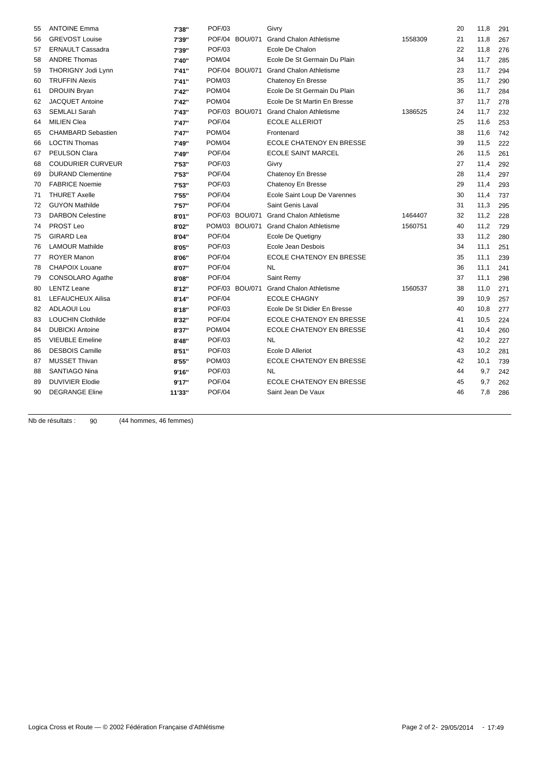| | | | | | | | | | |
|---|---|---|---|---|---|---|---|---|---|
| 55 | ANTOINE Emma | 7'38'' | POF/03 | | Givry | | 20 | 11,8 | 291 |
| 56 | GREVOST Louise | 7'39'' | POF/04 | BOU/071 | Grand Chalon Athletisme | 1558309 | 21 | 11,8 | 267 |
| 57 | ERNAULT Cassadra | 7'39'' | POF/03 | | Ecole De Chalon | | 22 | 11,8 | 276 |
| 58 | ANDRE Thomas | 7'40'' | POM/04 | | Ecole De St Germain Du Plain | | 34 | 11,7 | 285 |
| 59 | THORIGNY Jodi Lynn | 7'41'' | POF/04 | BOU/071 | Grand Chalon Athletisme | | 23 | 11,7 | 294 |
| 60 | TRUFFIN Alexis | 7'41'' | POM/03 | | Chatenoy En Bresse | | 35 | 11,7 | 290 |
| 61 | DROUIN Bryan | 7'42'' | POM/04 | | Ecole De St Germain Du Plain | | 36 | 11,7 | 284 |
| 62 | JACQUET Antoine | 7'42'' | POM/04 | | Ecole De St Martin En Bresse | | 37 | 11,7 | 278 |
| 63 | SEMLALI Sarah | 7'43'' | POF/03 | BOU/071 | Grand Chalon Athletisme | 1386525 | 24 | 11,7 | 232 |
| 64 | MILIEN Clea | 7'47'' | POF/04 | | ECOLE ALLERIOT | | 25 | 11,6 | 253 |
| 65 | CHAMBARD Sebastien | 7'47'' | POM/04 | | Frontenard | | 38 | 11,6 | 742 |
| 66 | LOCTIN Thomas | 7'49'' | POM/04 | | ECOLE CHATENOY EN BRESSE | | 39 | 11,5 | 222 |
| 67 | PEULSON Clara | 7'49'' | POF/04 | | ECOLE SAINT MARCEL | | 26 | 11,5 | 261 |
| 68 | COUDURIER CURVEUR | 7'53'' | POF/03 | | Givry | | 27 | 11,4 | 292 |
| 69 | DURAND Clementine | 7'53'' | POF/04 | | Chatenoy En Bresse | | 28 | 11,4 | 297 |
| 70 | FABRICE Noemie | 7'53'' | POF/03 | | Chatenoy En Bresse | | 29 | 11,4 | 293 |
| 71 | THURET Axelle | 7'55'' | POF/04 | | Ecole Saint Loup De Varennes | | 30 | 11,4 | 737 |
| 72 | GUYON Mathilde | 7'57'' | POF/04 | | Saint Genis Laval | | 31 | 11,3 | 295 |
| 73 | DARBON Celestine | 8'01'' | POF/03 | BOU/071 | Grand Chalon Athletisme | 1464407 | 32 | 11,2 | 228 |
| 74 | PROST Leo | 8'02'' | POM/03 | BOU/071 | Grand Chalon Athletisme | 1560751 | 40 | 11,2 | 729 |
| 75 | GIRARD Lea | 8'04'' | POF/04 | | Ecole De Quetigny | | 33 | 11,2 | 280 |
| 76 | LAMOUR Mathilde | 8'05'' | POF/03 | | Ecole Jean Desbois | | 34 | 11,1 | 251 |
| 77 | ROYER Manon | 8'06'' | POF/04 | | ECOLE CHATENOY EN BRESSE | | 35 | 11,1 | 239 |
| 78 | CHAPOIX Louane | 8'07'' | POF/04 | | NL | | 36 | 11,1 | 241 |
| 79 | CONSOLARO Agathe | 8'08'' | POF/04 | | Saint Remy | | 37 | 11,1 | 298 |
| 80 | LENTZ Leane | 8'12'' | POF/03 | BOU/071 | Grand Chalon Athletisme | 1560537 | 38 | 11,0 | 271 |
| 81 | LEFAUCHEUX Ailisa | 8'14'' | POF/04 | | ECOLE CHAGNY | | 39 | 10,9 | 257 |
| 82 | ADLAOUI Lou | 8'18'' | POF/03 | | Ecole De St Didier En Bresse | | 40 | 10,8 | 277 |
| 83 | LOUCHIN Clothilde | 8'32'' | POF/04 | | ECOLE CHATENOY EN BRESSE | | 41 | 10,5 | 224 |
| 84 | DUBICKI Antoine | 8'37'' | POM/04 | | ECOLE CHATENOY EN BRESSE | | 41 | 10,4 | 260 |
| 85 | VIEUBLE Emeline | 8'48'' | POF/03 | | NL | | 42 | 10,2 | 227 |
| 86 | DESBOIS Camille | 8'51'' | POF/03 | | Ecole D Alleriot | | 43 | 10,2 | 281 |
| 87 | MUSSET Thivan | 8'55'' | POM/03 | | ECOLE CHATENOY EN BRESSE | | 42 | 10,1 | 739 |
| 88 | SANTIAGO Nina | 9'16'' | POF/03 | | NL | | 44 | 9,7 | 242 |
| 89 | DUVIVIER Elodie | 9'17'' | POF/04 | | ECOLE CHATENOY EN BRESSE | | 45 | 9,7 | 262 |
| 90 | DEGRANGE Eline | 11'33'' | POF/04 | | Saint Jean De Vaux | | 46 | 7,8 | 286 |

Nb de résultats : 90 (44 hommes, 46 femmes)

Logica Cross et Route — © 2002 Fédération Française d'Athlétisme